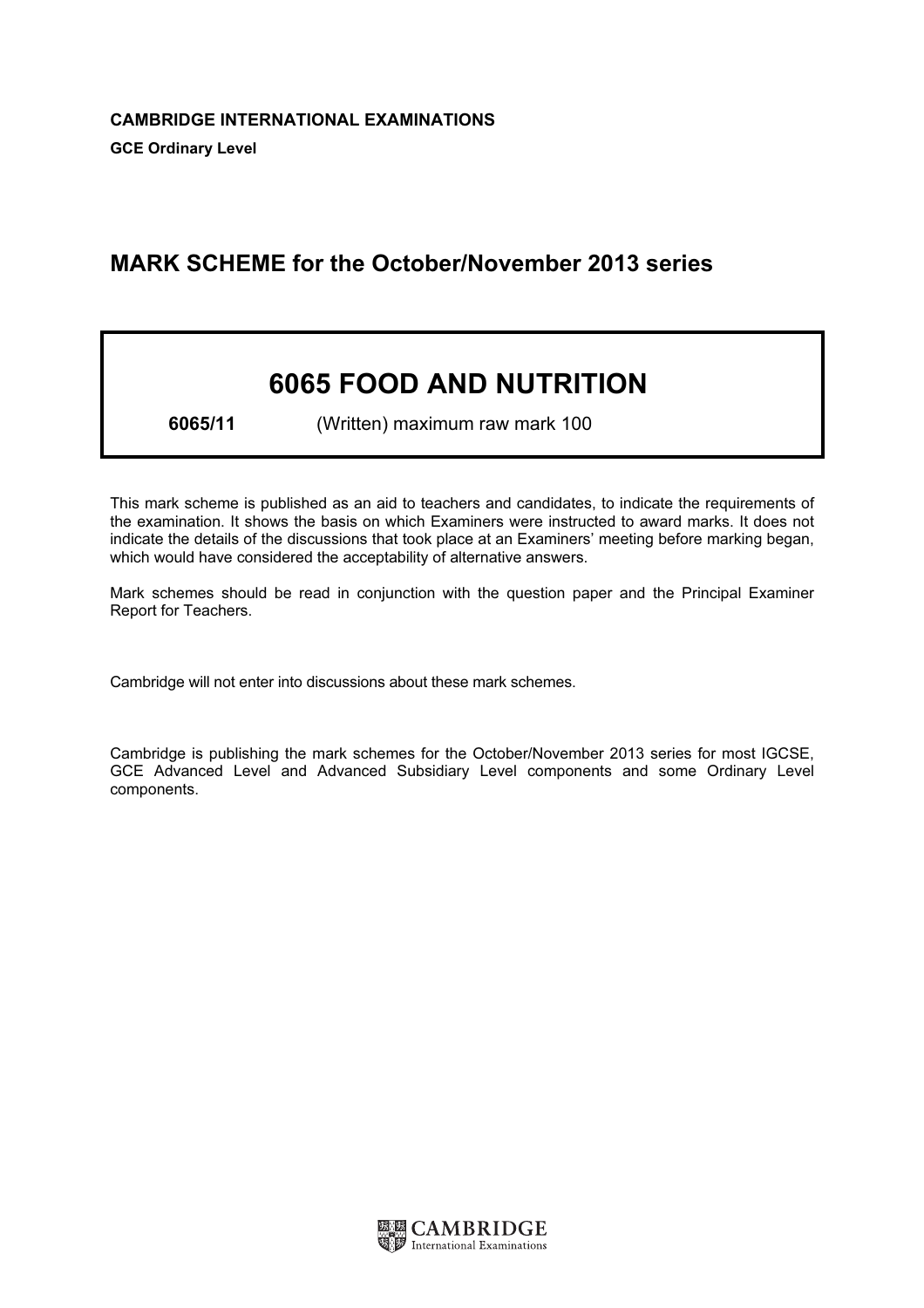**CAMBRIDGE INTERNATIONAL EXAMINATIONS**

**GCE Ordinary Level**

## MARK SCHEME for the October/November 2013 series

# 6065 FOOD AND NUTRITION

**6065/11** (Written) maximum raw mark 100

This mark scheme is published as an aid to teachers and candidates, to indicate the requirements of the examination. It shows the basis on which Examiners were instructed to award marks. It does not indicate the details of the discussions that took place at an Examiners' meeting before marking began, which would have considered the acceptability of alternative answers.

Mark schemes should be read in conjunction with the question paper and the Principal Examiner Report for Teachers.

Cambridge will not enter into discussions about these mark schemes.

Cambridge is publishing the mark schemes for the October/November 2013 series for most IGCSE, GCE Advanced Level and Advanced Subsidiary Level components and some Ordinary Level components.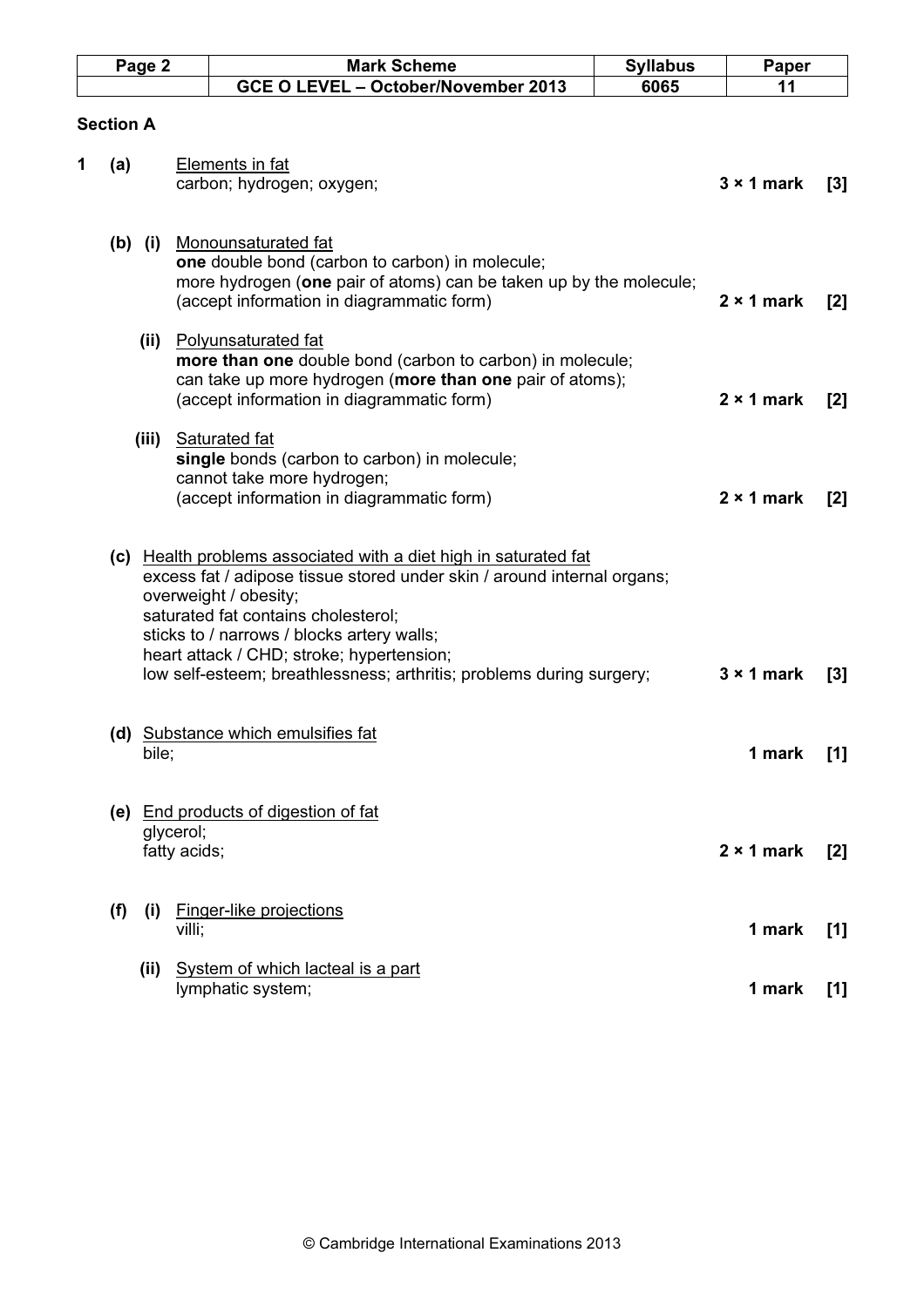| Page 2 | Mark Scheme | Syllabus | Paper |
|---|---|---|---|
| | GCE O LEVEL – October/November 2013 | 6065 | 11 |

## Section A

**1 (a)** <u>Elements in fat</u>
carbon; hydrogen; oxygen; **3 × 1 mark [3]**

**(b) (i)** <u>Monounsaturated fat</u>
**one** double bond (carbon to carbon) in molecule;
more hydrogen (**one** pair of atoms) can be taken up by the molecule;
(accept information in diagrammatic form) **2 × 1 mark [2]**

**(ii)** <u>Polyunsaturated fat</u>
**more than one** double bond (carbon to carbon) in molecule;
can take up more hydrogen (**more than one** pair of atoms);
(accept information in diagrammatic form) **2 × 1 mark [2]**

**(iii)** <u>Saturated fat</u>
**single** bonds (carbon to carbon) in molecule;
cannot take more hydrogen;
(accept information in diagrammatic form) **2 × 1 mark [2]**

**(c)** <u>Health problems associated with a diet high in saturated fat</u>
excess fat / adipose tissue stored under skin / around internal organs;
overweight / obesity;
saturated fat contains cholesterol;
sticks to / narrows / blocks artery walls;
heart attack / CHD; stroke; hypertension;
low self-esteem; breathlessness; arthritis; problems during surgery; **3 × 1 mark [3]**

**(d)** <u>Substance which emulsifies fat</u>
bile; **1 mark [1]**

**(e)** <u>End products of digestion of fat</u>
glycerol;
fatty acids; **2 × 1 mark [2]**

**(f) (i)** <u>Finger-like projections</u>
villi; **1 mark [1]**

**(ii)** <u>System of which lacteal is a part</u>
lymphatic system; **1 mark [1]**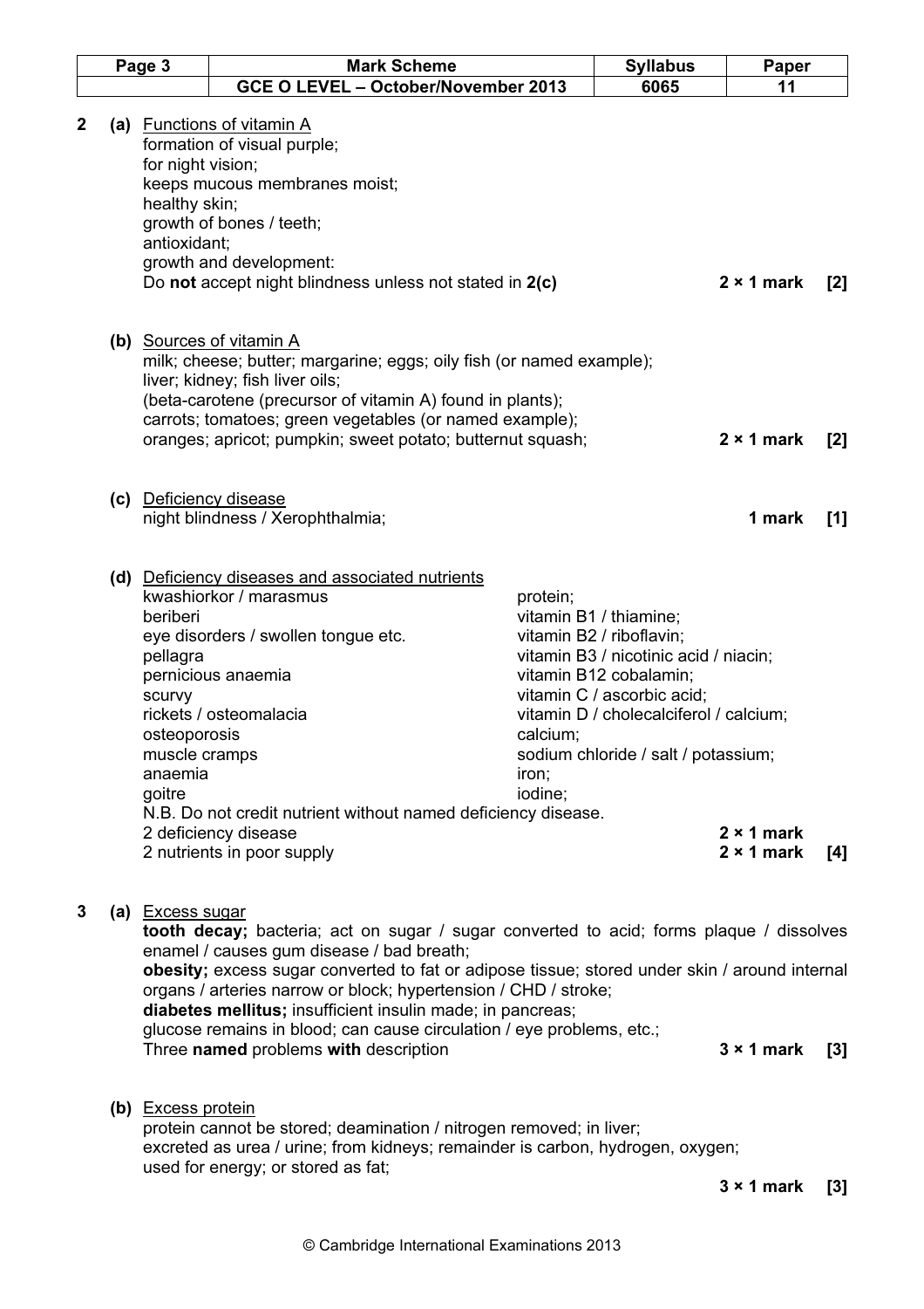**2 (a)** <u>Functions of vitamin A</u>

formation of visual purple;
for night vision;
keeps mucous membranes moist;
healthy skin;
growth of bones / teeth;
antioxidant;
growth and development:
Do **not** accept night blindness unless not stated in **2(c)** — **2 × 1 mark** **[2]**

**(b)** <u>Sources of vitamin A</u>

milk; cheese; butter; margarine; eggs; oily fish (or named example);
liver; kidney; fish liver oils;
(beta-carotene (precursor of vitamin A) found in plants);
carrots; tomatoes; green vegetables (or named example);
oranges; apricot; pumpkin; sweet potato; butternut squash; — **2 × 1 mark** **[2]**

**(c)** <u>Deficiency disease</u>

night blindness / Xerophthalmia; — **1 mark** **[1]**

**(d)** <u>Deficiency diseases and associated nutrients</u>

| Deficiency disease | Nutrient |
|---|---|
| kwashiorkor / marasmus | protein; |
| beriberi | vitamin B1 / thiamine; |
| eye disorders / swollen tongue etc. | vitamin B2 / riboflavin; |
| pellagra | vitamin B3 / nicotinic acid / niacin; |
| pernicious anaemia | vitamin B12 cobalamin; |
| scurvy | vitamin C / ascorbic acid; |
| rickets / osteomalacia | vitamin D / cholecalciferol / calcium; |
| osteoporosis | calcium; |
| muscle cramps | sodium chloride / salt / potassium; |
| anaemia | iron; |
| goitre | iodine; |

N.B. Do not credit nutrient without named deficiency disease.
2 deficiency disease — **2 × 1 mark**
2 nutrients in poor supply — **2 × 1 mark** **[4]**

**3 (a)** <u>Excess sugar</u>

**tooth decay;** bacteria; act on sugar / sugar converted to acid; forms plaque / dissolves enamel / causes gum disease / bad breath;
**obesity;** excess sugar converted to fat or adipose tissue; stored under skin / around internal organs / arteries narrow or block; hypertension / CHD / stroke;
**diabetes mellitus;** insufficient insulin made; in pancreas;
glucose remains in blood; can cause circulation / eye problems, etc.;
Three **named** problems **with** description — **3 × 1 mark** **[3]**

**(b)** <u>Excess protein</u>

protein cannot be stored; deamination / nitrogen removed; in liver;
excreted as urea / urine; from kidneys; remainder is carbon, hydrogen, oxygen;
used for energy; or stored as fat; — **3 × 1 mark** **[3]**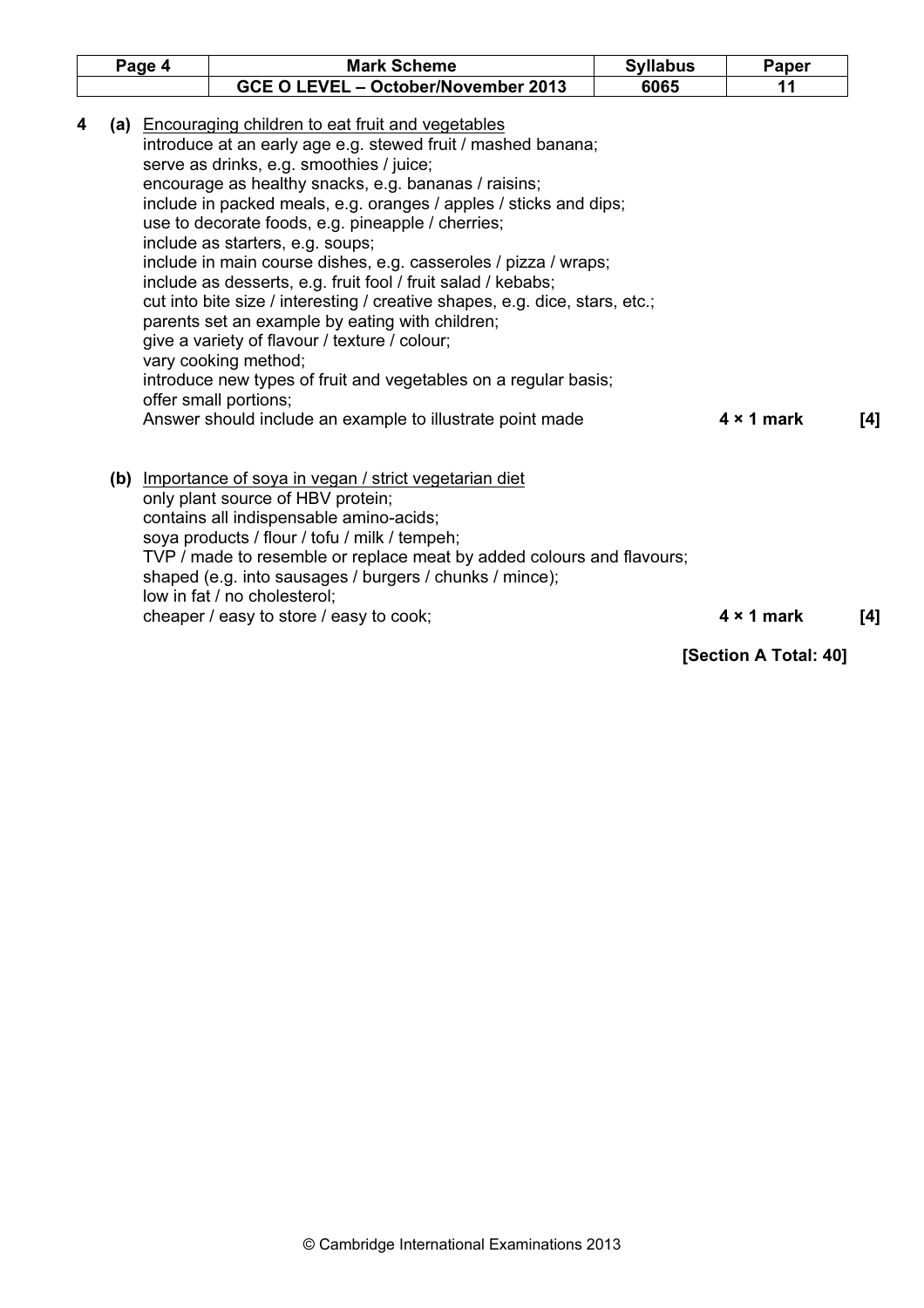**4 (a)** <u>Encouraging children to eat fruit and vegetables</u>

introduce at an early age e.g. stewed fruit / mashed banana;
serve as drinks, e.g. smoothies / juice;
encourage as healthy snacks, e.g. bananas / raisins;
include in packed meals, e.g. oranges / apples / sticks and dips;
use to decorate foods, e.g. pineapple / cherries;
include as starters, e.g. soups;
include in main course dishes, e.g. casseroles / pizza / wraps;
include as desserts, e.g. fruit fool / fruit salad / kebabs;
cut into bite size / interesting / creative shapes, e.g. dice, stars, etc.;
parents set an example by eating with children;
give a variety of flavour / texture / colour;
vary cooking method;
introduce new types of fruit and vegetables on a regular basis;
offer small portions;
Answer should include an example to illustrate point made **4 × 1 mark** **[4]**

**(b)** <u>Importance of soya in vegan / strict vegetarian diet</u>

only plant source of HBV protein;
contains all indispensable amino-acids;
soya products / flour / tofu / milk / tempeh;
TVP / made to resemble or replace meat by added colours and flavours;
shaped (e.g. into sausages / burgers / chunks / mince);
low in fat / no cholesterol;
cheaper / easy to store / easy to cook; **4 × 1 mark** **[4]**

**[Section A Total: 40]**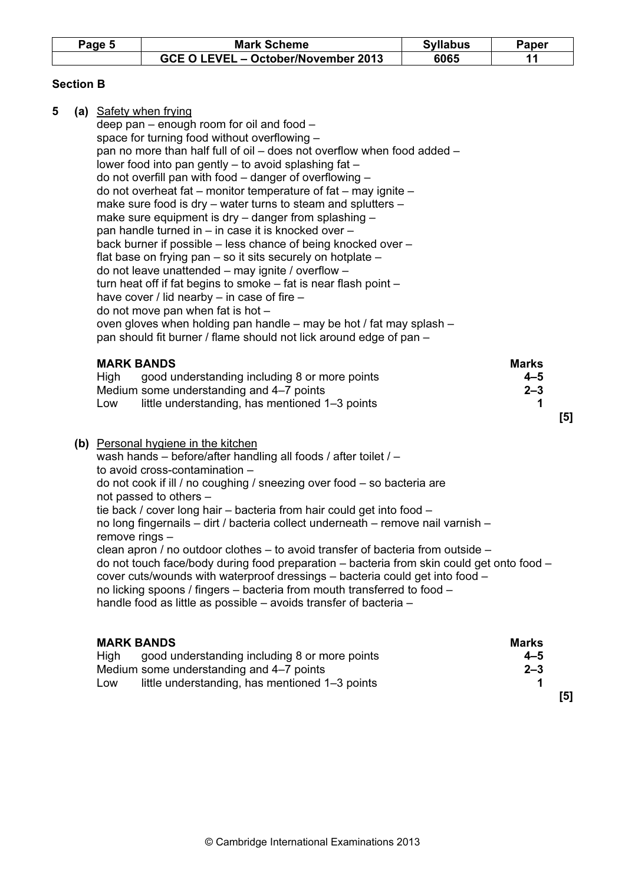## Section B

**5 (a)** <u>Safety when frying</u>

deep pan – enough room for oil and food –
space for turning food without overflowing –
pan no more than half full of oil – does not overflow when food added –
lower food into pan gently – to avoid splashing fat –
do not overfill pan with food – danger of overflowing –
do not overheat fat – monitor temperature of fat – may ignite –
make sure food is dry – water turns to steam and splutters –
make sure equipment is dry – danger from splashing –
pan handle turned in – in case it is knocked over –
back burner if possible – less chance of being knocked over –
flat base on frying pan – so it sits securely on hotplate –
do not leave unattended – may ignite / overflow –
turn heat off if fat begins to smoke – fat is near flash point –
have cover / lid nearby – in case of fire –
do not move pan when fat is hot –
oven gloves when holding pan handle – may be hot / fat may splash –
pan should fit burner / flame should not lick around edge of pan –

| **MARK BANDS** | **Marks** |
|---|---|
| High good understanding including 8 or more points | 4–5 |
| Medium some understanding and 4–7 points | 2–3 |
| Low little understanding, has mentioned 1–3 points | 1 |

**[5]**

**(b)** <u>Personal hygiene in the kitchen</u>

wash hands – before/after handling all foods / after toilet / –
to avoid cross-contamination –
do not cook if ill / no coughing / sneezing over food – so bacteria are not passed to others –
tie back / cover long hair – bacteria from hair could get into food –
no long fingernails – dirt / bacteria collect underneath – remove nail varnish –
remove rings –
clean apron / no outdoor clothes – to avoid transfer of bacteria from outside –
do not touch face/body during food preparation – bacteria from skin could get onto food –
cover cuts/wounds with waterproof dressings – bacteria could get into food –
no licking spoons / fingers – bacteria from mouth transferred to food –
handle food as little as possible – avoids transfer of bacteria –

| **MARK BANDS** | **Marks** |
|---|---|
| High good understanding including 8 or more points | 4–5 |
| Medium some understanding and 4–7 points | 2–3 |
| Low little understanding, has mentioned 1–3 points | 1 |

**[5]**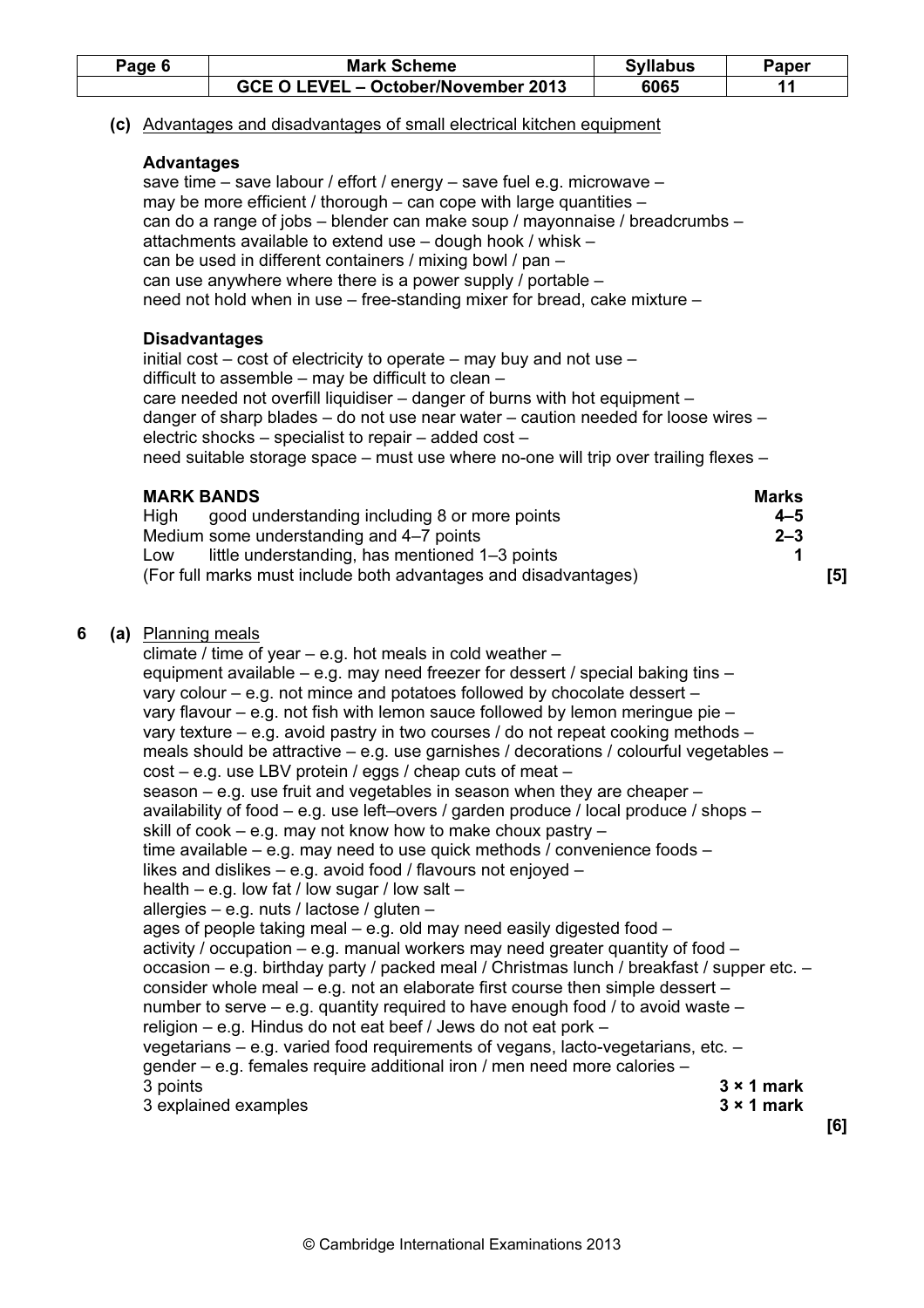**(c)** Advantages and disadvantages of small electrical kitchen equipment

**Advantages**

save time – save labour / effort / energy – save fuel e.g. microwave –
may be more efficient / thorough – can cope with large quantities –
can do a range of jobs – blender can make soup / mayonnaise / breadcrumbs –
attachments available to extend use – dough hook / whisk –
can be used in different containers / mixing bowl / pan –
can use anywhere where there is a power supply / portable –
need not hold when in use – free-standing mixer for bread, cake mixture –

**Disadvantages**

initial cost – cost of electricity to operate – may buy and not use –
difficult to assemble – may be difficult to clean –
care needed not overfill liquidiser – danger of burns with hot equipment –
danger of sharp blades – do not use near water – caution needed for loose wires –
electric shocks – specialist to repair – added cost –
need suitable storage space – must use where no-one will trip over trailing flexes –

| MARK BANDS | | Marks |
|---|---|---|
| High | good understanding including 8 or more points | 4–5 |
| Medium | some understanding and 4–7 points | 2–3 |
| Low | little understanding, has mentioned 1–3 points | 1 |

(For full marks must include both advantages and disadvantages) **[5]**

**6 (a)** Planning meals

climate / time of year – e.g. hot meals in cold weather –
equipment available – e.g. may need freezer for dessert / special baking tins –
vary colour – e.g. not mince and potatoes followed by chocolate dessert –
vary flavour – e.g. not fish with lemon sauce followed by lemon meringue pie –
vary texture – e.g. avoid pastry in two courses / do not repeat cooking methods –
meals should be attractive – e.g. use garnishes / decorations / colourful vegetables –
cost – e.g. use LBV protein / eggs / cheap cuts of meat –
season – e.g. use fruit and vegetables in season when they are cheaper –
availability of food – e.g. use left–overs / garden produce / local produce / shops –
skill of cook – e.g. may not know how to make choux pastry –
time available – e.g. may need to use quick methods / convenience foods –
likes and dislikes – e.g. avoid food / flavours not enjoyed –
health – e.g. low fat / low sugar / low salt –
allergies – e.g. nuts / lactose / gluten –
ages of people taking meal – e.g. old may need easily digested food –
activity / occupation – e.g. manual workers may need greater quantity of food –
occasion – e.g. birthday party / packed meal / Christmas lunch / breakfast / supper etc. –
consider whole meal – e.g. not an elaborate first course then simple dessert –
number to serve – e.g. quantity required to have enough food / to avoid waste –
religion – e.g. Hindus do not eat beef / Jews do not eat pork –
vegetarians – e.g. varied food requirements of vegans, lacto-vegetarians, etc. –
gender – e.g. females require additional iron / men need more calories –

3 points **3 × 1 mark**
3 explained examples **3 × 1 mark**

**[6]**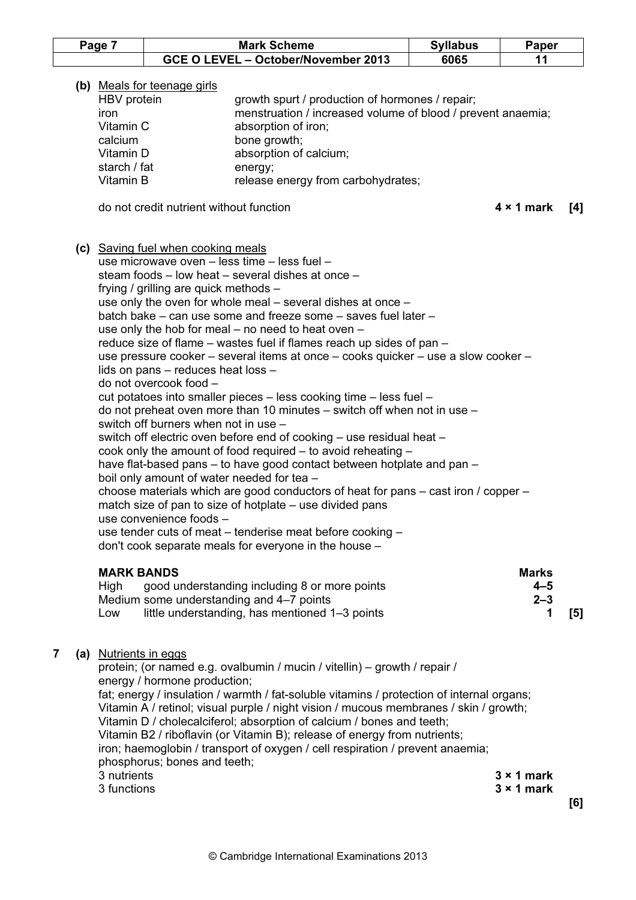**(b)** Meals for teenage girls

| | |
|---|---|
| HBV protein | growth spurt / production of hormones / repair; |
| iron | menstruation / increased volume of blood / prevent anaemia; |
| Vitamin C | absorption of iron; |
| calcium | bone growth; |
| Vitamin D | absorption of calcium; |
| starch / fat | energy; |
| Vitamin B | release energy from carbohydrates; |

do not credit nutrient without function **4 × 1 mark [4]**

**(c)** Saving fuel when cooking meals

use microwave oven – less time – less fuel –
steam foods – low heat – several dishes at once –
frying / grilling are quick methods –
use only the oven for whole meal – several dishes at once –
batch bake – can use some and freeze some – saves fuel later –
use only the hob for meal – no need to heat oven –
reduce size of flame – wastes fuel if flames reach up sides of pan –
use pressure cooker – several items at once – cooks quicker – use a slow cooker –
lids on pans – reduces heat loss –
do not overcook food –
cut potatoes into smaller pieces – less cooking time – less fuel –
do not preheat oven more than 10 minutes – switch off when not in use –
switch off burners when not in use –
switch off electric oven before end of cooking – use residual heat –
cook only the amount of food required – to avoid reheating –
have flat-based pans – to have good contact between hotplate and pan –
boil only amount of water needed for tea –
choose materials which are good conductors of heat for pans – cast iron / copper –
match size of pan to size of hotplate – use divided pans
use convenience foods –
use tender cuts of meat – tenderise meat before cooking –
don't cook separate meals for everyone in the house –

| **MARK BANDS** | | **Marks** |
|---|---|---|
| High | good understanding including 8 or more points | 4–5 |
| Medium | some understanding and 4–7 points | 2–3 |
| Low | little understanding, has mentioned 1–3 points | 1 |

**[5]**

**7 (a)** Nutrients in eggs

protein; (or named e.g. ovalbumin / mucin / vitellin) – growth / repair / energy / hormone production;
fat; energy / insulation / warmth / fat-soluble vitamins / protection of internal organs;
Vitamin A / retinol; visual purple / night vision / mucous membranes / skin / growth;
Vitamin D / cholecalciferol; absorption of calcium / bones and teeth;
Vitamin B2 / riboflavin (or Vitamin B); release of energy from nutrients;
iron; haemoglobin / transport of oxygen / cell respiration / prevent anaemia;
phosphorus; bones and teeth;

3 nutrients **3 × 1 mark**
3 functions **3 × 1 mark**

**[6]**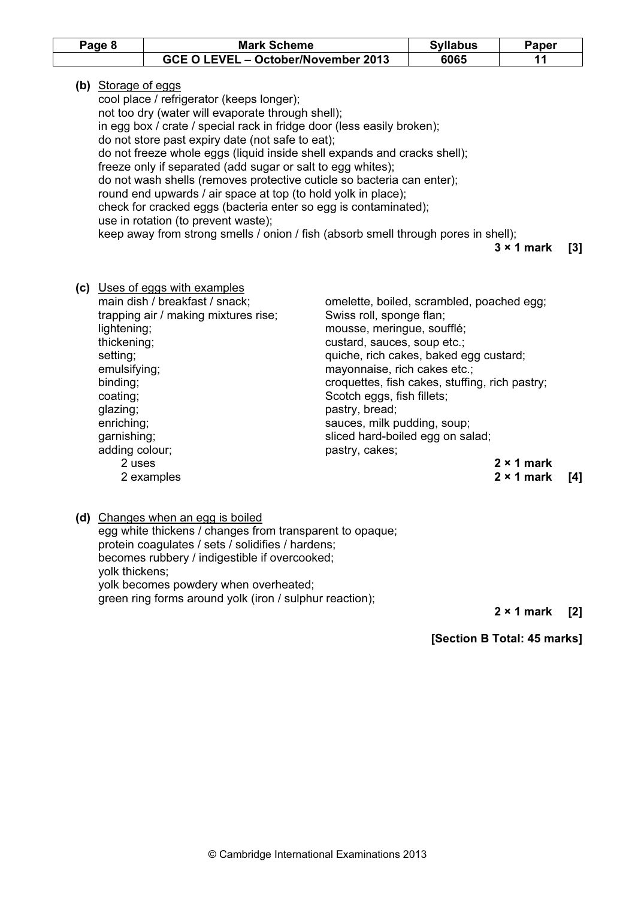**(b)** Storage of eggs

cool place / refrigerator (keeps longer);
not too dry (water will evaporate through shell);
in egg box / crate / special rack in fridge door (less easily broken);
do not store past expiry date (not safe to eat);
do not freeze whole eggs (liquid inside shell expands and cracks shell);
freeze only if separated (add sugar or salt to egg whites);
do not wash shells (removes protective cuticle so bacteria can enter);
round end upwards / air space at top (to hold yolk in place);
check for cracked eggs (bacteria enter so egg is contaminated);
use in rotation (to prevent waste);
keep away from strong smells / onion / fish (absorb smell through pores in shell);

**3 × 1 mark [3]**

**(c)** Uses of eggs with examples

| | |
|---|---|
| main dish / breakfast / snack; | omelette, boiled, scrambled, poached egg; |
| trapping air / making mixtures rise; | Swiss roll, sponge flan; |
| lightening; | mousse, meringue, soufflé; |
| thickening; | custard, sauces, soup etc.; |
| setting; | quiche, rich cakes, baked egg custard; |
| emulsifying; | mayonnaise, rich cakes etc.; |
| binding; | croquettes, fish cakes, stuffing, rich pastry; |
| coating; | Scotch eggs, fish fillets; |
| glazing; | pastry, bread; |
| enriching; | sauces, milk pudding, soup; |
| garnishing; | sliced hard-boiled egg on salad; |
| adding colour; | pastry, cakes; |

2 uses **2 × 1 mark**
2 examples **2 × 1 mark [4]**

**(d)** Changes when an egg is boiled

egg white thickens / changes from transparent to opaque;
protein coagulates / sets / solidifies / hardens;
becomes rubbery / indigestible if overcooked;
yolk thickens;
yolk becomes powdery when overheated;
green ring forms around yolk (iron / sulphur reaction);

**2 × 1 mark [2]**

**[Section B Total: 45 marks]**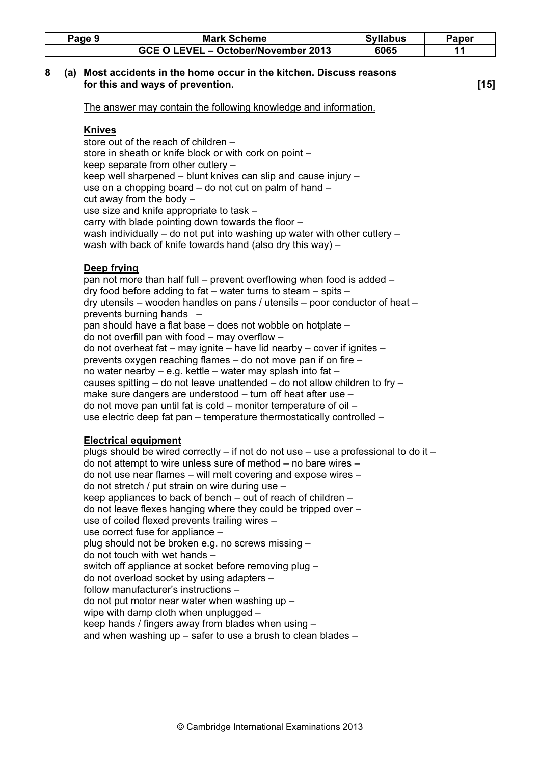**8 (a) Most accidents in the home occur in the kitchen. Discuss reasons for this and ways of prevention.** **[15]**

The answer may contain the following knowledge and information.

**Knives**

store out of the reach of children –
store in sheath or knife block or with cork on point –
keep separate from other cutlery –
keep well sharpened – blunt knives can slip and cause injury –
use on a chopping board – do not cut on palm of hand –
cut away from the body –
use size and knife appropriate to task –
carry with blade pointing down towards the floor –
wash individually – do not put into washing up water with other cutlery –
wash with back of knife towards hand (also dry this way) –

**Deep frying**

pan not more than half full – prevent overflowing when food is added –
dry food before adding to fat – water turns to steam – spits –
dry utensils – wooden handles on pans / utensils – poor conductor of heat – prevents burning hands –
pan should have a flat base – does not wobble on hotplate –
do not overfill pan with food – may overflow –
do not overheat fat – may ignite – have lid nearby – cover if ignites –
prevents oxygen reaching flames – do not move pan if on fire –
no water nearby – e.g. kettle – water may splash into fat –
causes spitting – do not leave unattended – do not allow children to fry –
make sure dangers are understood – turn off heat after use –
do not move pan until fat is cold – monitor temperature of oil –
use electric deep fat pan – temperature thermostatically controlled –

**Electrical equipment**

plugs should be wired correctly – if not do not use – use a professional to do it –
do not attempt to wire unless sure of method – no bare wires –
do not use near flames – will melt covering and expose wires –
do not stretch / put strain on wire during use –
keep appliances to back of bench – out of reach of children –
do not leave flexes hanging where they could be tripped over –
use of coiled flexed prevents trailing wires –
use correct fuse for appliance –
plug should not be broken e.g. no screws missing –
do not touch with wet hands –
switch off appliance at socket before removing plug –
do not overload socket by using adapters –
follow manufacturer's instructions –
do not put motor near water when washing up –
wipe with damp cloth when unplugged –
keep hands / fingers away from blades when using –
and when washing up – safer to use a brush to clean blades –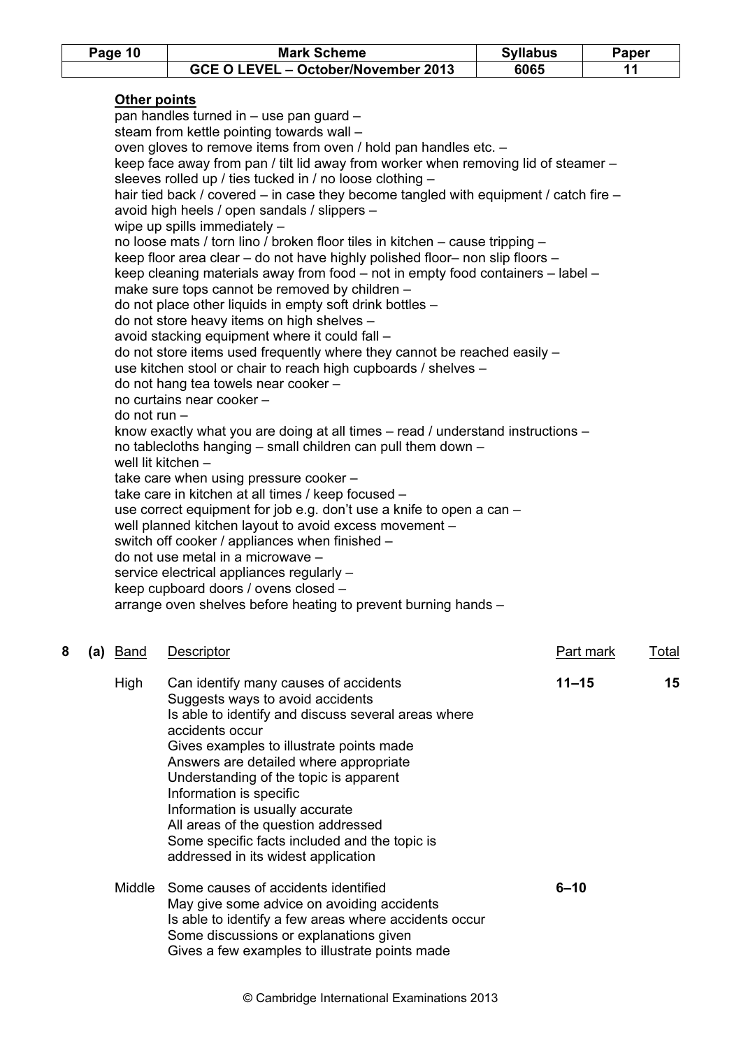**Other points**

pan handles turned in – use pan guard –
steam from kettle pointing towards wall –
oven gloves to remove items from oven / hold pan handles etc. –
keep face away from pan / tilt lid away from worker when removing lid of steamer –
sleeves rolled up / ties tucked in / no loose clothing –
hair tied back / covered – in case they become tangled with equipment / catch fire –
avoid high heels / open sandals / slippers –
wipe up spills immediately –
no loose mats / torn lino / broken floor tiles in kitchen – cause tripping –
keep floor area clear – do not have highly polished floor– non slip floors –
keep cleaning materials away from food – not in empty food containers – label –
make sure tops cannot be removed by children –
do not place other liquids in empty soft drink bottles –
do not store heavy items on high shelves –
avoid stacking equipment where it could fall –
do not store items used frequently where they cannot be reached easily –
use kitchen stool or chair to reach high cupboards / shelves –
do not hang tea towels near cooker –
no curtains near cooker –
do not run –
know exactly what you are doing at all times – read / understand instructions –
no tablecloths hanging – small children can pull them down –
well lit kitchen –
take care when using pressure cooker –
take care in kitchen at all times / keep focused –
use correct equipment for job e.g. don't use a knife to open a can –
well planned kitchen layout to avoid excess movement –
switch off cooker / appliances when finished –
do not use metal in a microwave –
service electrical appliances regularly –
keep cupboard doors / ovens closed –
arrange oven shelves before heating to prevent burning hands –

**8 (a)**

| Band | Descriptor | Part mark | Total |
|---|---|---|---|
| High | Can identify many causes of accidents<br>Suggests ways to avoid accidents<br>Is able to identify and discuss several areas where accidents occur<br>Gives examples to illustrate points made<br>Answers are detailed where appropriate<br>Understanding of the topic is apparent<br>Information is specific<br>Information is usually accurate<br>All areas of the question addressed<br>Some specific facts included and the topic is addressed in its widest application | 11–15 | 15 |
| Middle | Some causes of accidents identified<br>May give some advice on avoiding accidents<br>Is able to identify a few areas where accidents occur<br>Some discussions or explanations given<br>Gives a few examples to illustrate points made | 6–10 | |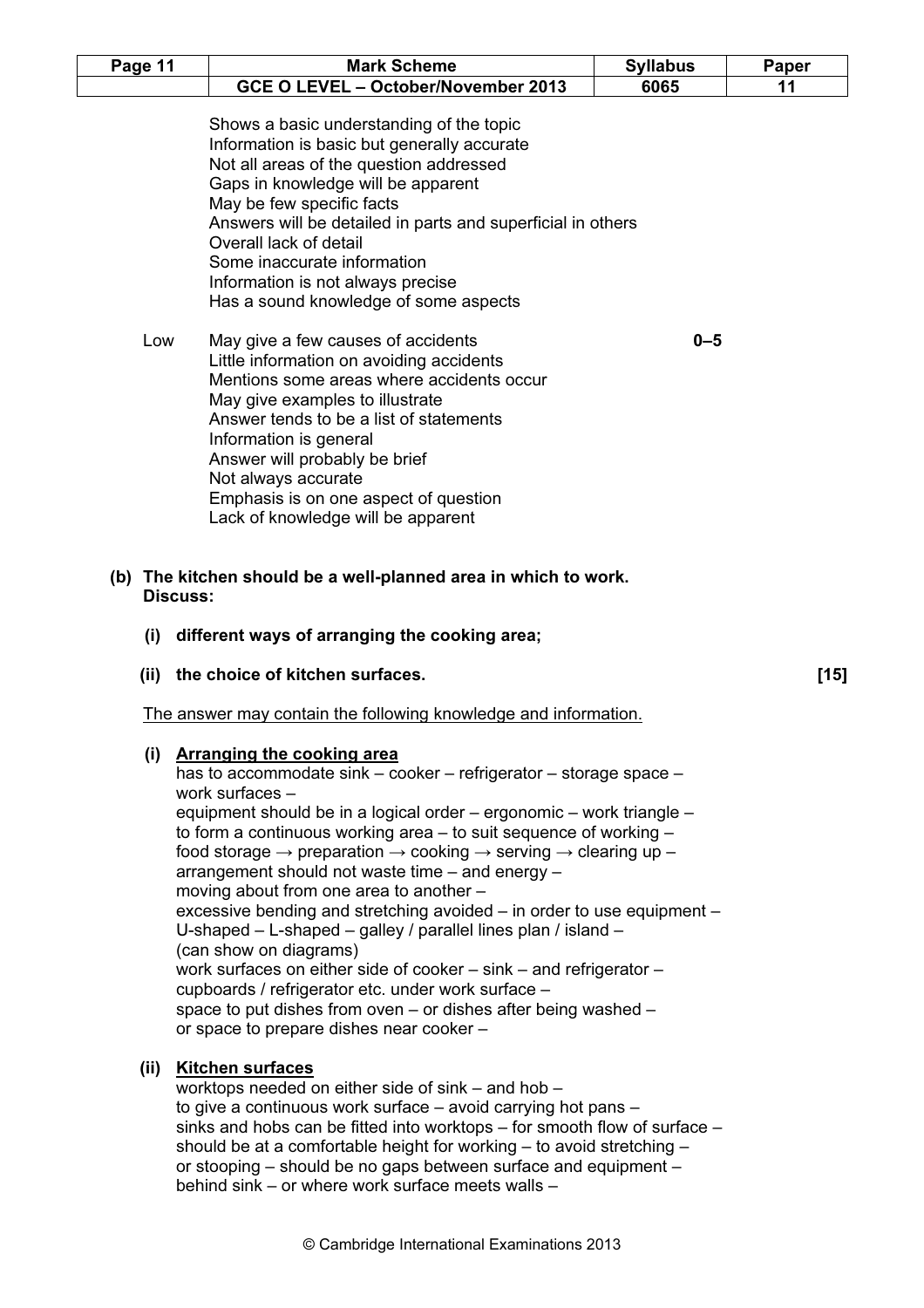Shows a basic understanding of the topic
Information is basic but generally accurate
Not all areas of the question addressed
Gaps in knowledge will be apparent
May be few specific facts
Answers will be detailed in parts and superficial in others
Overall lack of detail
Some inaccurate information
Information is not always precise
Has a sound knowledge of some aspects

Low — **0–5**

May give a few causes of accidents
Little information on avoiding accidents
Mentions some areas where accidents occur
May give examples to illustrate
Answer tends to be a list of statements
Information is general
Answer will probably be brief
Not always accurate
Emphasis is on one aspect of question
Lack of knowledge will be apparent

**(b) The kitchen should be a well-planned area in which to work. Discuss:**

**(i) different ways of arranging the cooking area;**

**(ii) the choice of kitchen surfaces. [15]**

The answer may contain the following knowledge and information.

**(i) Arranging the cooking area**

has to accommodate sink – cooker – refrigerator – storage space – work surfaces –
equipment should be in a logical order – ergonomic – work triangle –
to form a continuous working area – to suit sequence of working –
food storage → preparation → cooking → serving → clearing up –
arrangement should not waste time – and energy –
moving about from one area to another –
excessive bending and stretching avoided – in order to use equipment –
U-shaped – L-shaped – galley / parallel lines plan / island –
(can show on diagrams)
work surfaces on either side of cooker – sink – and refrigerator –
cupboards / refrigerator etc. under work surface –
space to put dishes from oven – or dishes after being washed –
or space to prepare dishes near cooker –

**(ii) Kitchen surfaces**

worktops needed on either side of sink – and hob –
to give a continuous work surface – avoid carrying hot pans –
sinks and hobs can be fitted into worktops – for smooth flow of surface –
should be at a comfortable height for working – to avoid stretching –
or stooping – should be no gaps between surface and equipment –
behind sink – or where work surface meets walls –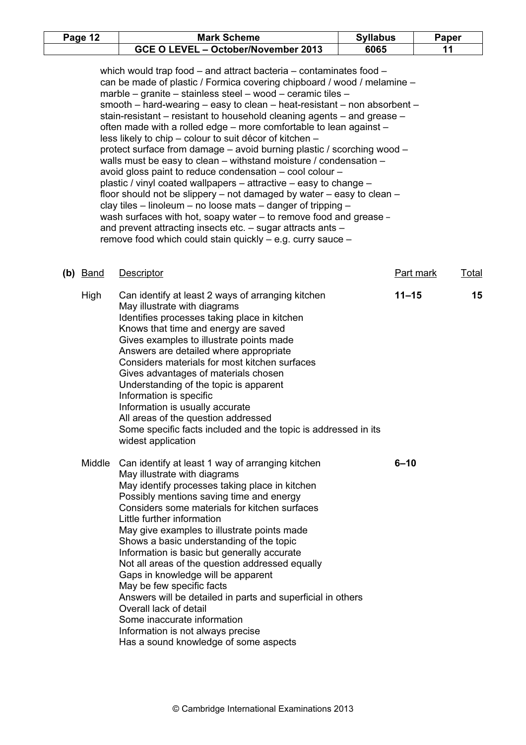which would trap food – and attract bacteria – contaminates food –
can be made of plastic / Formica covering chipboard / wood / melamine –
marble – granite – stainless steel – wood – ceramic tiles –
smooth – hard-wearing – easy to clean – heat-resistant – non absorbent –
stain-resistant – resistant to household cleaning agents – and grease –
often made with a rolled edge – more comfortable to lean against –
less likely to chip – colour to suit décor of kitchen –
protect surface from damage – avoid burning plastic / scorching wood –
walls must be easy to clean – withstand moisture / condensation –
avoid gloss paint to reduce condensation – cool colour –
plastic / vinyl coated wallpapers – attractive – easy to change –
floor should not be slippery – not damaged by water – easy to clean –
clay tiles – linoleum – no loose mats – danger of tripping –
wash surfaces with hot, soapy water – to remove food and grease –
and prevent attracting insects etc. – sugar attracts ants –
remove food which could stain quickly – e.g. curry sauce –

**(b)**

| Band | Descriptor | Part mark | Total |
|---|---|---|---|
| High | Can identify at least 2 ways of arranging kitchen<br>May illustrate with diagrams<br>Identifies processes taking place in kitchen<br>Knows that time and energy are saved<br>Gives examples to illustrate points made<br>Answers are detailed where appropriate<br>Considers materials for most kitchen surfaces<br>Gives advantages of materials chosen<br>Understanding of the topic is apparent<br>Information is specific<br>Information is usually accurate<br>All areas of the question addressed<br>Some specific facts included and the topic is addressed in its widest application | 11–15 | 15 |
| Middle | Can identify at least 1 way of arranging kitchen<br>May illustrate with diagrams<br>May identify processes taking place in kitchen<br>Possibly mentions saving time and energy<br>Considers some materials for kitchen surfaces<br>Little further information<br>May give examples to illustrate points made<br>Shows a basic understanding of the topic<br>Information is basic but generally accurate<br>Not all areas of the question addressed equally<br>Gaps in knowledge will be apparent<br>May be few specific facts<br>Answers will be detailed in parts and superficial in others<br>Overall lack of detail<br>Some inaccurate information<br>Information is not always precise<br>Has a sound knowledge of some aspects | 6–10 | |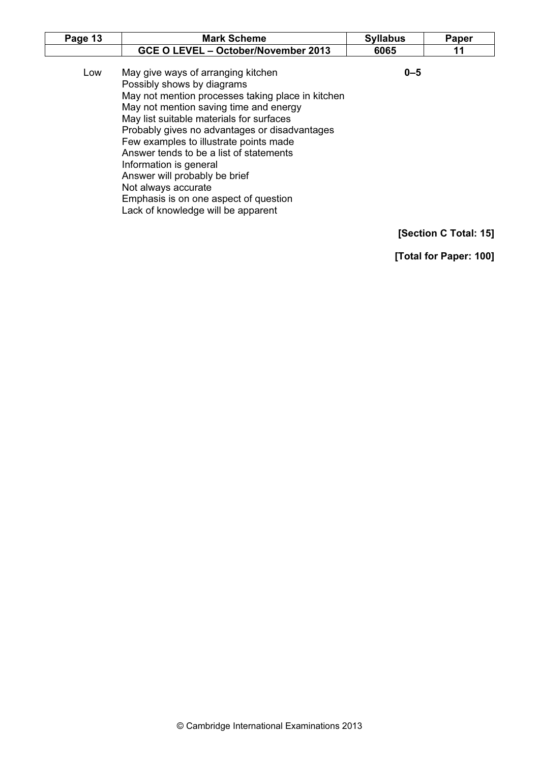| | | |
|---|---|---|
| Low | May give ways of arranging kitchen<br>Possibly shows by diagrams<br>May not mention processes taking place in kitchen<br>May not mention saving time and energy<br>May list suitable materials for surfaces<br>Probably gives no advantages or disadvantages<br>Few examples to illustrate points made<br>Answer tends to be a list of statements<br>Information is general<br>Answer will probably be brief<br>Not always accurate<br>Emphasis is on one aspect of question<br>Lack of knowledge will be apparent | **0–5** |

**[Section C Total: 15]**

**[Total for Paper: 100]**